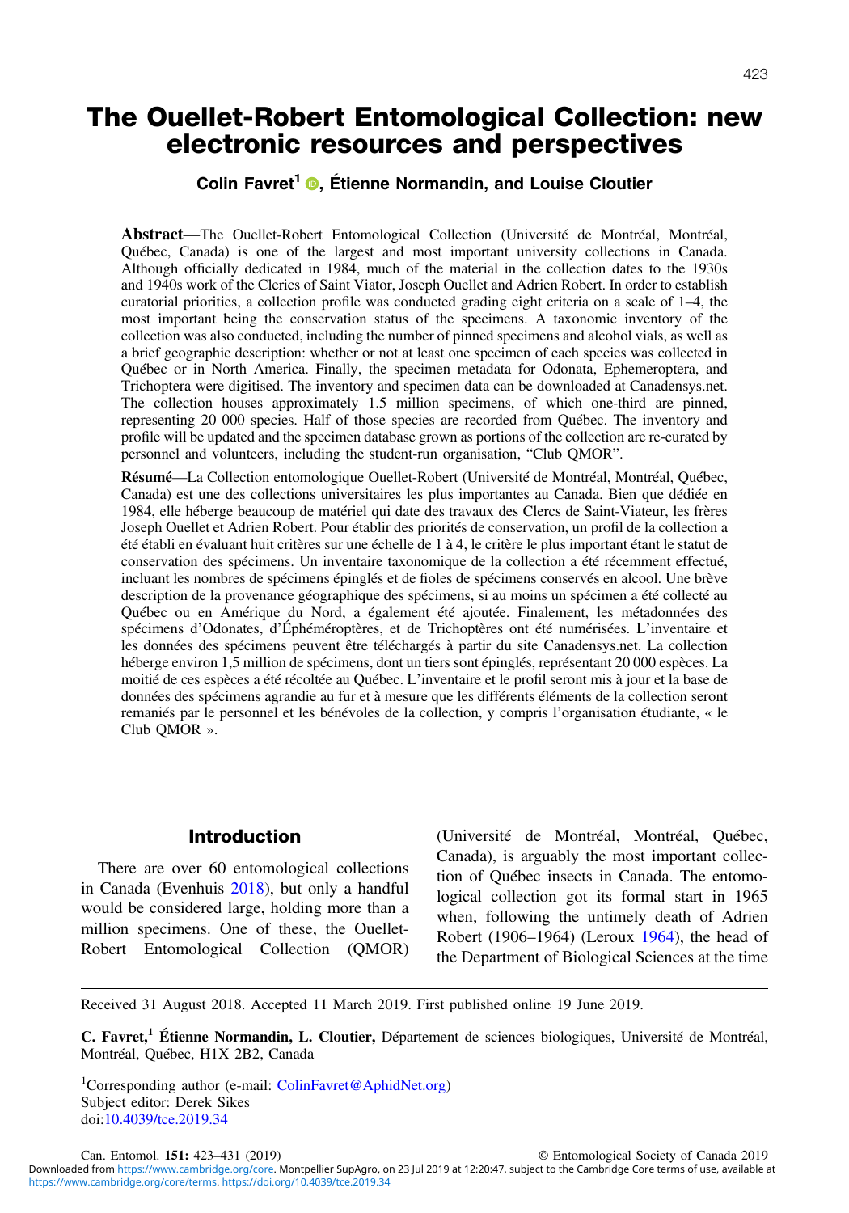# The Ouellet-Robert Entomological Collection: new electronic resources and perspectives

**Colin Favret[1], Étienne Normandin, and Louise Cloutier**

**Abstract**—The Ouellet-Robert Entomological Collection (Université de Montréal, Montréal, Québec, Canada) is one of the largest and most important university collections in Canada. Although officially dedicated in 1984, much of the material in the collection dates to the 1930s and 1940s work of the Clerics of Saint Viator, Joseph Ouellet and Adrien Robert. In order to establish curatorial priorities, a collection profile was conducted grading eight criteria on a scale of 1–4, the most important being the conservation status of the specimens. A taxonomic inventory of the collection was also conducted, including the number of pinned specimens and alcohol vials, as well as a brief geographic description: whether or not at least one specimen of each species was collected in Québec or in North America. Finally, the specimen metadata for Odonata, Ephemeroptera, and Trichoptera were digitised. The inventory and specimen data can be downloaded at Canadensys.net. The collection houses approximately 1.5 million specimens, of which one-third are pinned, representing 20 000 species. Half of those species are recorded from Québec. The inventory and profile will be updated and the specimen database grown as portions of the collection are re-curated by personnel and volunteers, including the student-run organisation, "Club QMOR".

**Résumé**—La Collection entomologique Ouellet-Robert (Université de Montréal, Montréal, Québec, Canada) est une des collections universitaires les plus importantes au Canada. Bien que dédiée en 1984, elle héberge beaucoup de matériel qui date des travaux des Clercs de Saint-Viateur, les frères Joseph Ouellet et Adrien Robert. Pour établir des priorités de conservation, un profil de la collection a été établi en évaluant huit critères sur une échelle de 1 à 4, le critère le plus important étant le statut de conservation des spécimens. Un inventaire taxonomique de la collection a été récemment effectué, incluant les nombres de spécimens épinglés et de fioles de spécimens conservés en alcool. Une brève description de la provenance géographique des spécimens, si au moins un spécimen a été collecté au Québec ou en Amérique du Nord, a également été ajoutée. Finalement, les métadonnées des spécimens d'Odonates, d'Éphéméroptères, et de Trichoptères ont été numérisées. L'inventaire et les données des spécimens peuvent être téléchargés à partir du site Canadensys.net. La collection héberge environ 1,5 million de spécimens, dont un tiers sont épinglés, représentant 20 000 espèces. La moitié de ces espèces a été récoltée au Québec. L'inventaire et le profil seront mis à jour et la base de données des spécimens agrandie au fur et à mesure que les différents éléments de la collection seront remaniés par le personnel et les bénévoles de la collection, y compris l'organisation étudiante, « le Club QMOR ».

## Introduction

There are over 60 entomological collections in Canada (Evenhuis 2018), but only a handful would be considered large, holding more than a million specimens. One of these, the Ouellet-Robert Entomological Collection (QMOR) (Université de Montréal, Montréal, Québec, Canada), is arguably the most important collection of Québec insects in Canada. The entomological collection got its formal start in 1965 when, following the untimely death of Adrien Robert (1906–1964) (Leroux 1964), the head of the Department of Biological Sciences at the time

Received 31 August 2018. Accepted 11 March 2019. First published online 19 June 2019.

**C. Favret,[1] Étienne Normandin, L. Cloutier,** Département de sciences biologiques, Université de Montréal, Montréal, Québec, H1X 2B2, Canada

[1]Corresponding author (e-mail: ColinFavret@AphidNet.org)
Subject editor: Derek Sikes
doi:10.4039/tce.2019.34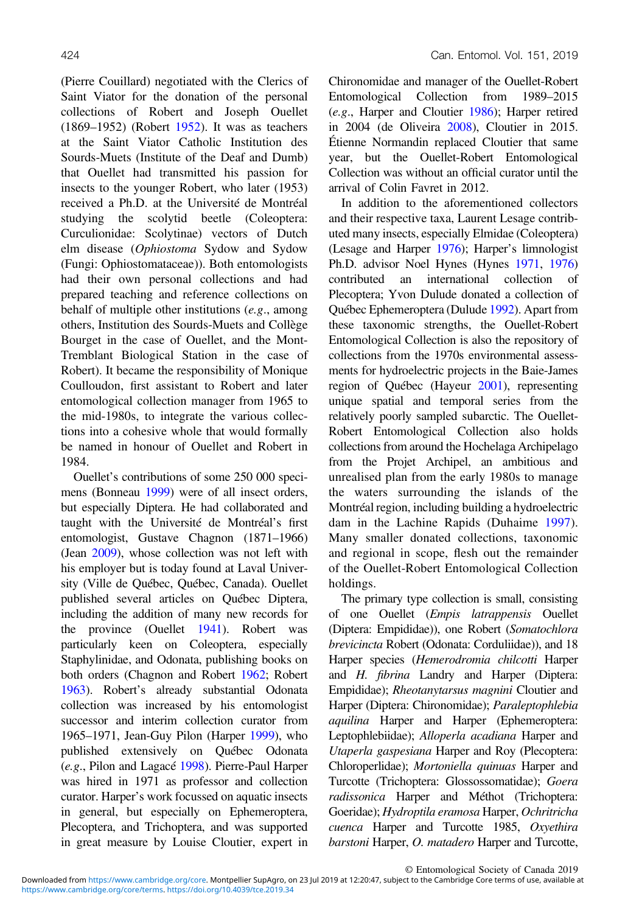(Pierre Couillard) negotiated with the Clerics of Saint Viator for the donation of the personal collections of Robert and Joseph Ouellet (1869–1952) (Robert 1952). It was as teachers at the Saint Viator Catholic Institution des Sourds-Muets (Institute of the Deaf and Dumb) that Ouellet had transmitted his passion for insects to the younger Robert, who later (1953) received a Ph.D. at the Université de Montréal studying the scolytid beetle (Coleoptera: Curculionidae: Scolytinae) vectors of Dutch elm disease (*Ophiostoma* Sydow and Sydow (Fungi: Ophiostomataceae)). Both entomologists had their own personal collections and had prepared teaching and reference collections on behalf of multiple other institutions (*e.g.*, among others, Institution des Sourds-Muets and Collège Bourget in the case of Ouellet, and the Mont-Tremblant Biological Station in the case of Robert). It became the responsibility of Monique Coulloudon, first assistant to Robert and later entomological collection manager from 1965 to the mid-1980s, to integrate the various collections into a cohesive whole that would formally be named in honour of Ouellet and Robert in 1984.

Ouellet's contributions of some 250 000 specimens (Bonneau 1999) were of all insect orders, but especially Diptera. He had collaborated and taught with the Université de Montréal's first entomologist, Gustave Chagnon (1871–1966) (Jean 2009), whose collection was not left with his employer but is today found at Laval University (Ville de Québec, Québec, Canada). Ouellet published several articles on Québec Diptera, including the addition of many new records for the province (Ouellet 1941). Robert was particularly keen on Coleoptera, especially Staphylinidae, and Odonata, publishing books on both orders (Chagnon and Robert 1962; Robert 1963). Robert's already substantial Odonata collection was increased by his entomologist successor and interim collection curator from 1965–1971, Jean-Guy Pilon (Harper 1999), who published extensively on Québec Odonata (*e.g.*, Pilon and Lagacé 1998). Pierre-Paul Harper was hired in 1971 as professor and collection curator. Harper's work focussed on aquatic insects in general, but especially on Ephemeroptera, Plecoptera, and Trichoptera, and was supported in great measure by Louise Cloutier, expert in Chironomidae and manager of the Ouellet-Robert Entomological Collection from 1989–2015 (*e.g.*, Harper and Cloutier 1986); Harper retired in 2004 (de Oliveira 2008), Cloutier in 2015. Étienne Normandin replaced Cloutier that same year, but the Ouellet-Robert Entomological Collection was without an official curator until the arrival of Colin Favret in 2012.

In addition to the aforementioned collectors and their respective taxa, Laurent Lesage contributed many insects, especially Elmidae (Coleoptera) (Lesage and Harper 1976); Harper's limnologist Ph.D. advisor Noel Hynes (Hynes 1971, 1976) contributed an international collection of Plecoptera; Yvon Dulude donated a collection of Québec Ephemeroptera (Dulude 1992). Apart from these taxonomic strengths, the Ouellet-Robert Entomological Collection is also the repository of collections from the 1970s environmental assessments for hydroelectric projects in the Baie-James region of Québec (Hayeur 2001), representing unique spatial and temporal series from the relatively poorly sampled subarctic. The Ouellet-Robert Entomological Collection also holds collections from around the Hochelaga Archipelago from the Projet Archipel, an ambitious and unrealised plan from the early 1980s to manage the waters surrounding the islands of the Montréal region, including building a hydroelectric dam in the Lachine Rapids (Duhaime 1997). Many smaller donated collections, taxonomic and regional in scope, flesh out the remainder of the Ouellet-Robert Entomological Collection holdings.

The primary type collection is small, consisting of one Ouellet (*Empis latrappensis* Ouellet (Diptera: Empididae)), one Robert (*Somatochlora brevicincta* Robert (Odonata: Corduliidae)), and 18 Harper species (*Hemerodromia chilcotti* Harper and *H. fibrina* Landry and Harper (Diptera: Empididae); *Rheotanytarsus magnini* Cloutier and Harper (Diptera: Chironomidae); *Paraleptophlebia aquilina* Harper and Harper (Ephemeroptera: Leptophlebiidae); *Alloperla acadiana* Harper and *Utaperla gaspesiana* Harper and Roy (Plecoptera: Chloroperlidae); *Mortoniella quinuas* Harper and Turcotte (Trichoptera: Glossosomatidae); *Goera radissonica* Harper and Méthot (Trichoptera: Goeridae); *Hydroptila eramosa* Harper, *Ochritricha cuenca* Harper and Turcotte 1985, *Oxyethira barstoni* Harper, *O. matadero* Harper and Turcotte,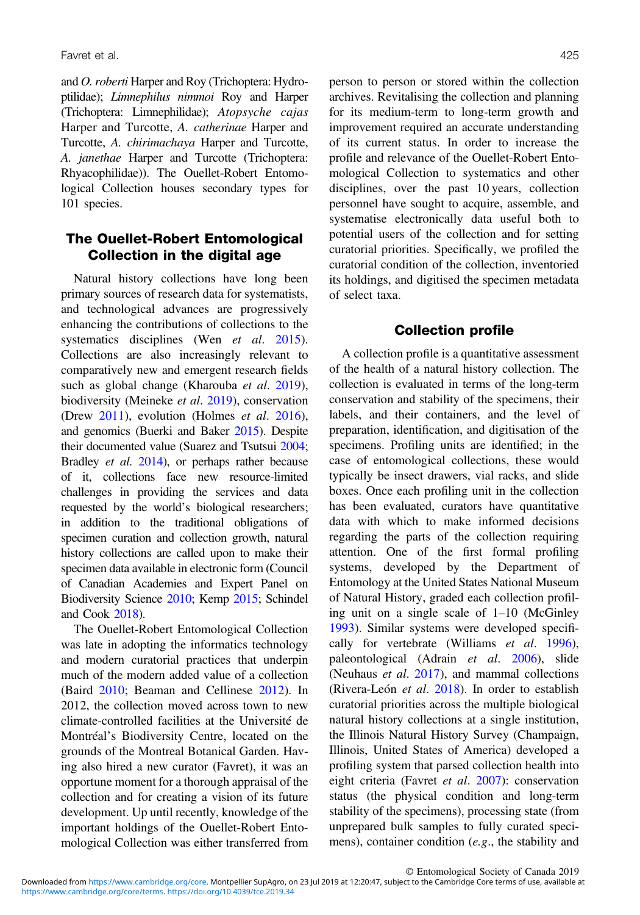and *O. roberti* Harper and Roy (Trichoptera: Hydroptilidae); *Limnephilus nimmoi* Roy and Harper (Trichoptera: Limnephilidae); *Atopsyche cajas* Harper and Turcotte, *A. catherinae* Harper and Turcotte, *A. chirimachaya* Harper and Turcotte, *A. janethae* Harper and Turcotte (Trichoptera: Rhyacophilidae)). The Ouellet-Robert Entomological Collection houses secondary types for 101 species.

## The Ouellet-Robert Entomological Collection in the digital age

Natural history collections have long been primary sources of research data for systematists, and technological advances are progressively enhancing the contributions of collections to the systematics disciplines (Wen *et al*. 2015). Collections are also increasingly relevant to comparatively new and emergent research fields such as global change (Kharouba *et al*. 2019), biodiversity (Meineke *et al*. 2019), conservation (Drew 2011), evolution (Holmes *et al*. 2016), and genomics (Buerki and Baker 2015). Despite their documented value (Suarez and Tsutsui 2004; Bradley *et al*. 2014), or perhaps rather because of it, collections face new resource-limited challenges in providing the services and data requested by the world's biological researchers; in addition to the traditional obligations of specimen curation and collection growth, natural history collections are called upon to make their specimen data available in electronic form (Council of Canadian Academies and Expert Panel on Biodiversity Science 2010; Kemp 2015; Schindel and Cook 2018).

The Ouellet-Robert Entomological Collection was late in adopting the informatics technology and modern curatorial practices that underpin much of the modern added value of a collection (Baird 2010; Beaman and Cellinese 2012). In 2012, the collection moved across town to new climate-controlled facilities at the Université de Montréal's Biodiversity Centre, located on the grounds of the Montreal Botanical Garden. Having also hired a new curator (Favret), it was an opportune moment for a thorough appraisal of the collection and for creating a vision of its future development. Up until recently, knowledge of the important holdings of the Ouellet-Robert Entomological Collection was either transferred from person to person or stored within the collection archives. Revitalising the collection and planning for its medium-term to long-term growth and improvement required an accurate understanding of its current status. In order to increase the profile and relevance of the Ouellet-Robert Entomological Collection to systematics and other disciplines, over the past 10 years, collection personnel have sought to acquire, assemble, and systematise electronically data useful both to potential users of the collection and for setting curatorial priorities. Specifically, we profiled the curatorial condition of the collection, inventoried its holdings, and digitised the specimen metadata of select taxa.

### Collection profile

A collection profile is a quantitative assessment of the health of a natural history collection. The collection is evaluated in terms of the long-term conservation and stability of the specimens, their labels, and their containers, and the level of preparation, identification, and digitisation of the specimens. Profiling units are identified; in the case of entomological collections, these would typically be insect drawers, vial racks, and slide boxes. Once each profiling unit in the collection has been evaluated, curators have quantitative data with which to make informed decisions regarding the parts of the collection requiring attention. One of the first formal profiling systems, developed by the Department of Entomology at the United States National Museum of Natural History, graded each collection profiling unit on a single scale of 1–10 (McGinley 1993). Similar systems were developed specifically for vertebrate (Williams *et al*. 1996), paleontological (Adrain *et al*. 2006), slide (Neuhaus *et al*. 2017), and mammal collections (Rivera-León *et al*. 2018). In order to establish curatorial priorities across the multiple biological natural history collections at a single institution, the Illinois Natural History Survey (Champaign, Illinois, United States of America) developed a profiling system that parsed collection health into eight criteria (Favret *et al*. 2007): conservation status (the physical condition and long-term stability of the specimens), processing state (from unprepared bulk samples to fully curated specimens), container condition (*e.g.*, the stability and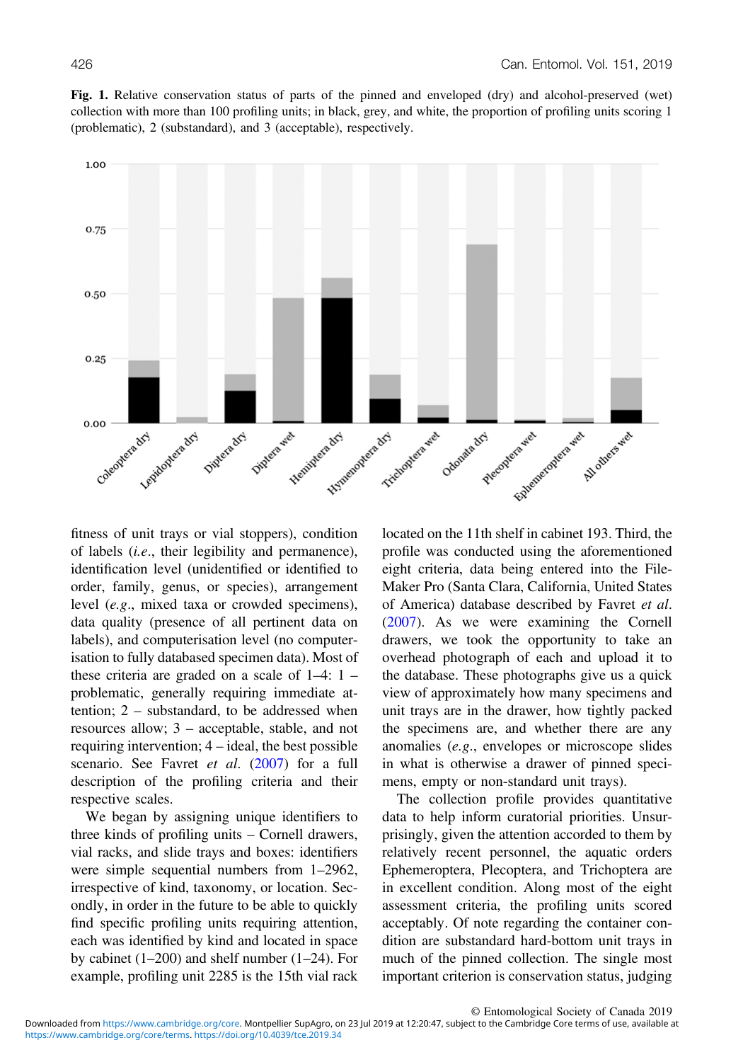**Fig. 1.** Relative conservation status of parts of the pinned and enveloped (dry) and alcohol-preserved (wet) collection with more than 100 profiling units; in black, grey, and white, the proportion of profiling units scoring 1 (problematic), 2 (substandard), and 3 (acceptable), respectively.

fitness of unit trays or vial stoppers), condition of labels (*i.e.*, their legibility and permanence), identification level (unidentified or identified to order, family, genus, or species), arrangement level (*e.g.*, mixed taxa or crowded specimens), data quality (presence of all pertinent data on labels), and computerisation level (no computerisation to fully databased specimen data). Most of these criteria are graded on a scale of 1–4: 1 – problematic, generally requiring immediate attention; 2 – substandard, to be addressed when resources allow; 3 – acceptable, stable, and not requiring intervention; 4 – ideal, the best possible scenario. See Favret *et al.* (2007) for a full description of the profiling criteria and their respective scales.

We began by assigning unique identifiers to three kinds of profiling units – Cornell drawers, vial racks, and slide trays and boxes: identifiers were simple sequential numbers from 1–2962, irrespective of kind, taxonomy, or location. Secondly, in order in the future to be able to quickly find specific profiling units requiring attention, each was identified by kind and located in space by cabinet (1–200) and shelf number (1–24). For example, profiling unit 2285 is the 15th vial rack located on the 11th shelf in cabinet 193. Third, the profile was conducted using the aforementioned eight criteria, data being entered into the FileMaker Pro (Santa Clara, California, United States of America) database described by Favret *et al.* (2007). As we were examining the Cornell drawers, we took the opportunity to take an overhead photograph of each and upload it to the database. These photographs give us a quick view of approximately how many specimens and unit trays are in the drawer, how tightly packed the specimens are, and whether there are any anomalies (*e.g.*, envelopes or microscope slides in what is otherwise a drawer of pinned specimens, empty or non-standard unit trays).

The collection profile provides quantitative data to help inform curatorial priorities. Unsurprisingly, given the attention accorded to them by relatively recent personnel, the aquatic orders Ephemeroptera, Plecoptera, and Trichoptera are in excellent condition. Along most of the eight assessment criteria, the profiling units scored acceptably. Of note regarding the container condition are substandard hard-bottom unit trays in much of the pinned collection. The single most important criterion is conservation status, judging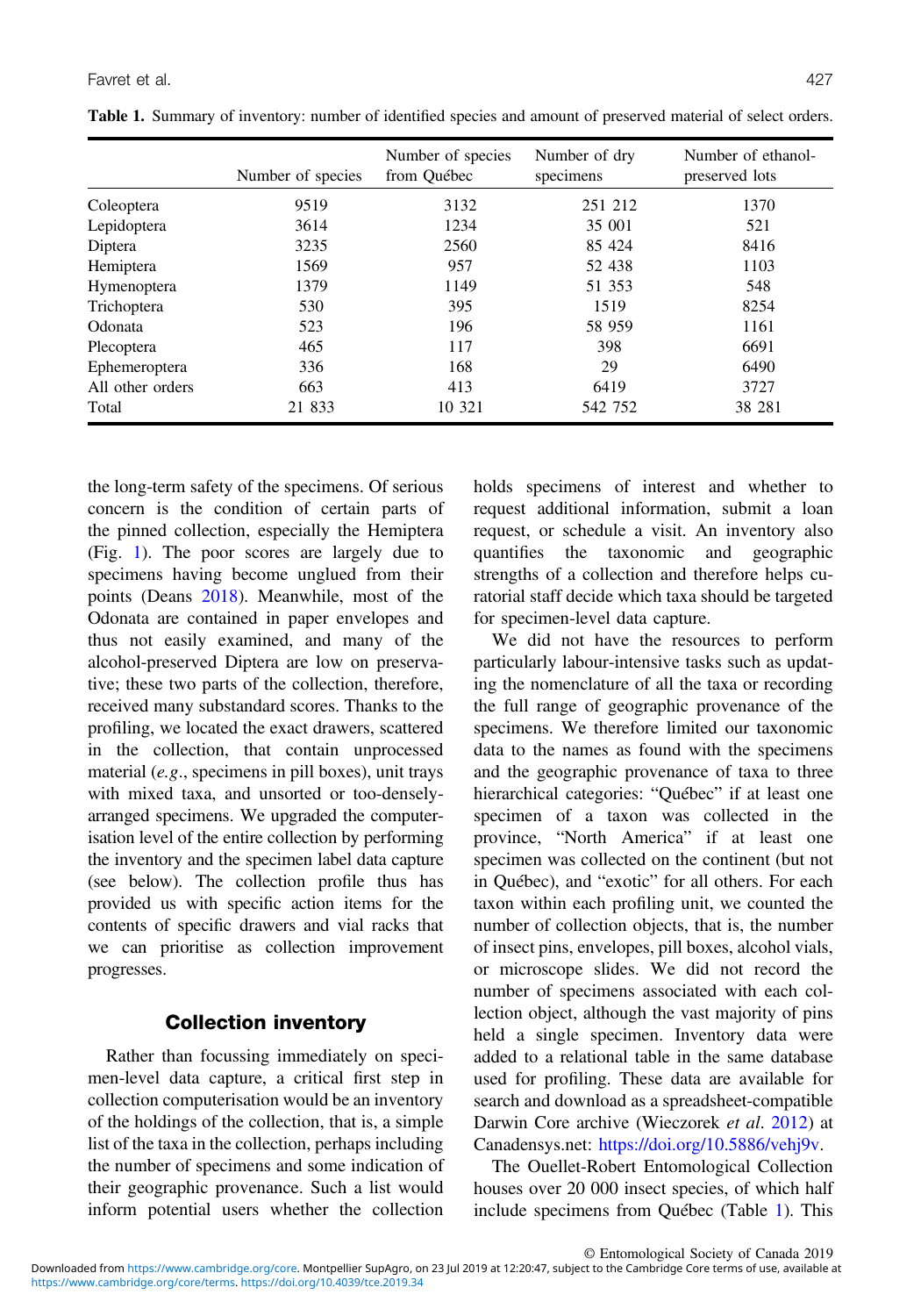**Table 1.** Summary of inventory: number of identified species and amount of preserved material of select orders.

| | Number of species | Number of species from Québec | Number of dry specimens | Number of ethanol-preserved lots |
|---|---|---|---|---|
| Coleoptera | 9519 | 3132 | 251 212 | 1370 |
| Lepidoptera | 3614 | 1234 | 35 001 | 521 |
| Diptera | 3235 | 2560 | 85 424 | 8416 |
| Hemiptera | 1569 | 957 | 52 438 | 1103 |
| Hymenoptera | 1379 | 1149 | 51 353 | 548 |
| Trichoptera | 530 | 395 | 1519 | 8254 |
| Odonata | 523 | 196 | 58 959 | 1161 |
| Plecoptera | 465 | 117 | 398 | 6691 |
| Ephemeroptera | 336 | 168 | 29 | 6490 |
| All other orders | 663 | 413 | 6419 | 3727 |
| Total | 21 833 | 10 321 | 542 752 | 38 281 |

the long-term safety of the specimens. Of serious concern is the condition of certain parts of the pinned collection, especially the Hemiptera (Fig. 1). The poor scores are largely due to specimens having become unglued from their points (Deans 2018). Meanwhile, most of the Odonata are contained in paper envelopes and thus not easily examined, and many of the alcohol-preserved Diptera are low on preservative; these two parts of the collection, therefore, received many substandard scores. Thanks to the profiling, we located the exact drawers, scattered in the collection, that contain unprocessed material (*e.g.*, specimens in pill boxes), unit trays with mixed taxa, and unsorted or too-densely-arranged specimens. We upgraded the computerisation level of the entire collection by performing the inventory and the specimen label data capture (see below). The collection profile thus has provided us with specific action items for the contents of specific drawers and vial racks that we can prioritise as collection improvement progresses.

## Collection inventory

Rather than focussing immediately on specimen-level data capture, a critical first step in collection computerisation would be an inventory of the holdings of the collection, that is, a simple list of the taxa in the collection, perhaps including the number of specimens and some indication of their geographic provenance. Such a list would inform potential users whether the collection holds specimens of interest and whether to request additional information, submit a loan request, or schedule a visit. An inventory also quantifies the taxonomic and geographic strengths of a collection and therefore helps curatorial staff decide which taxa should be targeted for specimen-level data capture.

We did not have the resources to perform particularly labour-intensive tasks such as updating the nomenclature of all the taxa or recording the full range of geographic provenance of the specimens. We therefore limited our taxonomic data to the names as found with the specimens and the geographic provenance of taxa to three hierarchical categories: "Québec" if at least one specimen of a taxon was collected in the province, "North America" if at least one specimen was collected on the continent (but not in Québec), and "exotic" for all others. For each taxon within each profiling unit, we counted the number of collection objects, that is, the number of insect pins, envelopes, pill boxes, alcohol vials, or microscope slides. We did not record the number of specimens associated with each collection object, although the vast majority of pins held a single specimen. Inventory data were added to a relational table in the same database used for profiling. These data are available for search and download as a spreadsheet-compatible Darwin Core archive (Wieczorek *et al*. 2012) at Canadensys.net: https://doi.org/10.5886/vehj9v.

The Ouellet-Robert Entomological Collection houses over 20 000 insect species, of which half include specimens from Québec (Table 1). This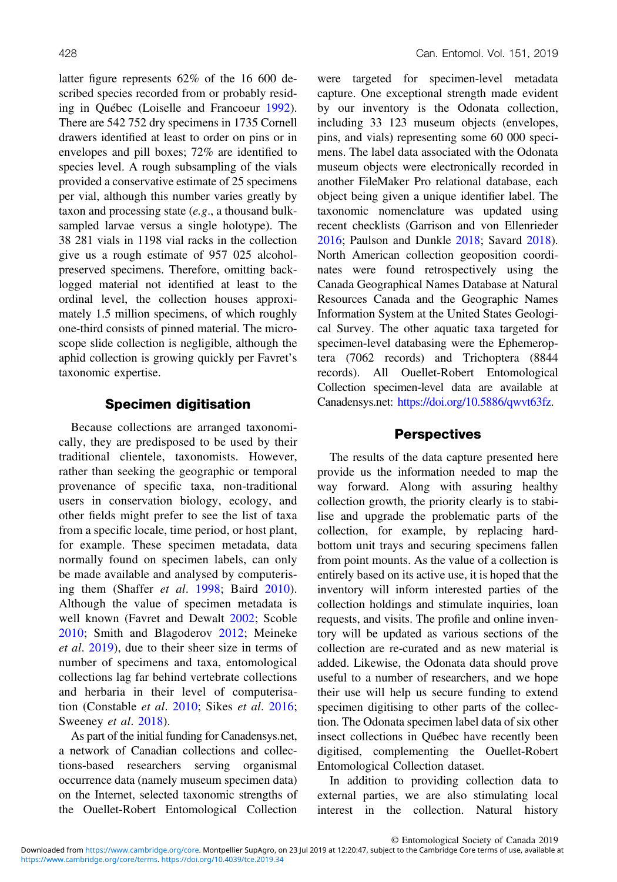latter figure represents 62% of the 16 600 described species recorded from or probably residing in Québec (Loiselle and Francoeur 1992). There are 542 752 dry specimens in 1735 Cornell drawers identified at least to order on pins or in envelopes and pill boxes; 72% are identified to species level. A rough subsampling of the vials provided a conservative estimate of 25 specimens per vial, although this number varies greatly by taxon and processing state (*e.g.*, a thousand bulk-sampled larvae versus a single holotype). The 38 281 vials in 1198 vial racks in the collection give us a rough estimate of 957 025 alcohol-preserved specimens. Therefore, omitting backlogged material not identified at least to the ordinal level, the collection houses approximately 1.5 million specimens, of which roughly one-third consists of pinned material. The microscope slide collection is negligible, although the aphid collection is growing quickly per Favret's taxonomic expertise.

## Specimen digitisation

Because collections are arranged taxonomically, they are predisposed to be used by their traditional clientele, taxonomists. However, rather than seeking the geographic or temporal provenance of specific taxa, non-traditional users in conservation biology, ecology, and other fields might prefer to see the list of taxa from a specific locale, time period, or host plant, for example. These specimen metadata, data normally found on specimen labels, can only be made available and analysed by computerising them (Shaffer *et al*. 1998; Baird 2010). Although the value of specimen metadata is well known (Favret and Dewalt 2002; Scoble 2010; Smith and Blagoderov 2012; Meineke *et al*. 2019), due to their sheer size in terms of number of specimens and taxa, entomological collections lag far behind vertebrate collections and herbaria in their level of computerisation (Constable *et al*. 2010; Sikes *et al*. 2016; Sweeney *et al*. 2018).

As part of the initial funding for Canadensys.net, a network of Canadian collections and collections-based researchers serving organismal occurrence data (namely museum specimen data) on the Internet, selected taxonomic strengths of the Ouellet-Robert Entomological Collection were targeted for specimen-level metadata capture. One exceptional strength made evident by our inventory is the Odonata collection, including 33 123 museum objects (envelopes, pins, and vials) representing some 60 000 specimens. The label data associated with the Odonata museum objects were electronically recorded in another FileMaker Pro relational database, each object being given a unique identifier label. The taxonomic nomenclature was updated using recent checklists (Garrison and von Ellenrieder 2016; Paulson and Dunkle 2018; Savard 2018). North American collection geoposition coordinates were found retrospectively using the Canada Geographical Names Database at Natural Resources Canada and the Geographic Names Information System at the United States Geological Survey. The other aquatic taxa targeted for specimen-level databasing were the Ephemeroptera (7062 records) and Trichoptera (8844 records). All Ouellet-Robert Entomological Collection specimen-level data are available at Canadensys.net: https://doi.org/10.5886/qwvt63fz.

## Perspectives

The results of the data capture presented here provide us the information needed to map the way forward. Along with assuring healthy collection growth, the priority clearly is to stabilise and upgrade the problematic parts of the collection, for example, by replacing hard-bottom unit trays and securing specimens fallen from point mounts. As the value of a collection is entirely based on its active use, it is hoped that the inventory will inform interested parties of the collection holdings and stimulate inquiries, loan requests, and visits. The profile and online inventory will be updated as various sections of the collection are re-curated and as new material is added. Likewise, the Odonata data should prove useful to a number of researchers, and we hope their use will help us secure funding to extend specimen digitising to other parts of the collection. The Odonata specimen label data of six other insect collections in Québec have recently been digitised, complementing the Ouellet-Robert Entomological Collection dataset.

In addition to providing collection data to external parties, we are also stimulating local interest in the collection. Natural history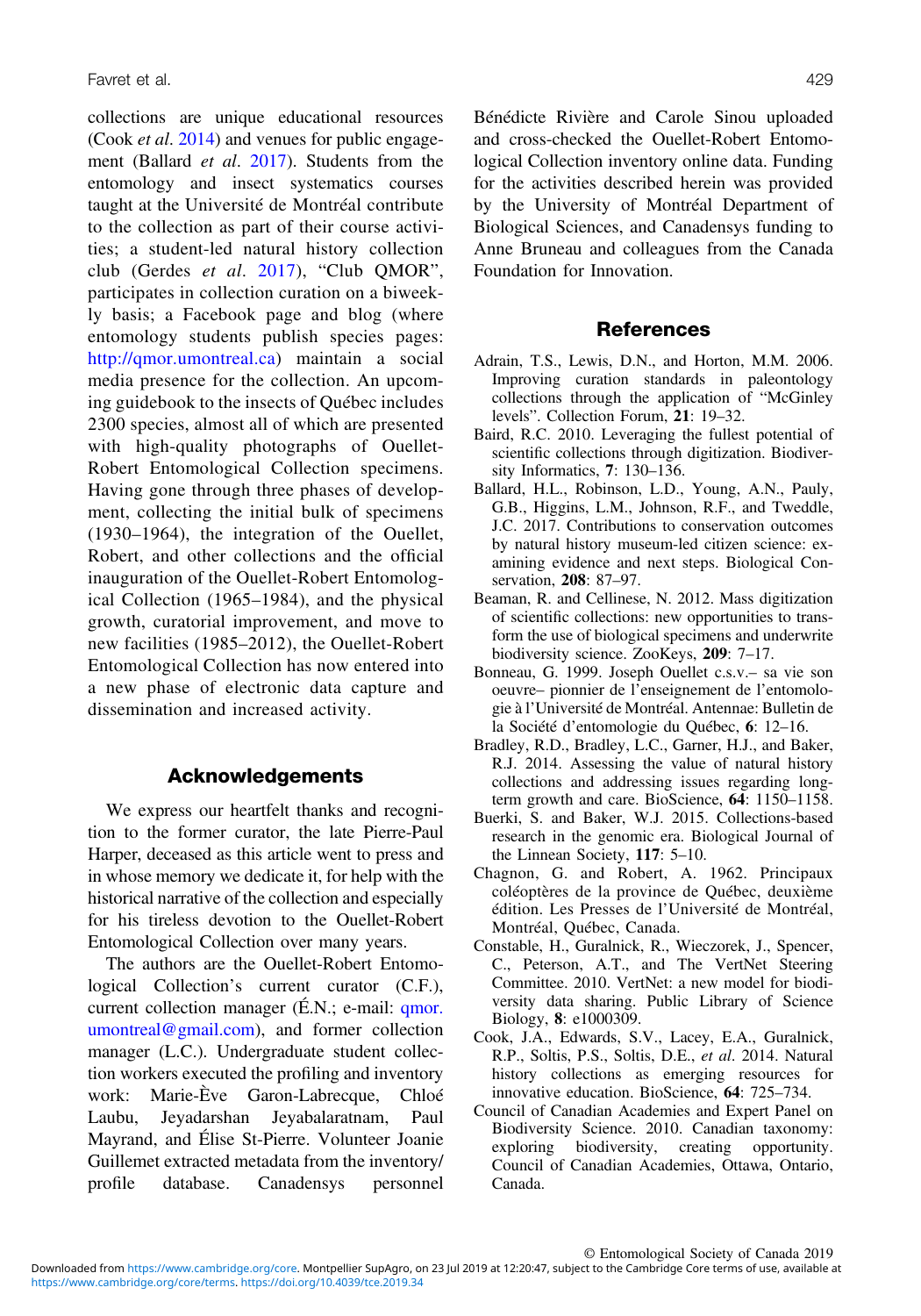collections are unique educational resources (Cook *et al*. 2014) and venues for public engagement (Ballard *et al*. 2017). Students from the entomology and insect systematics courses taught at the Université de Montréal contribute to the collection as part of their course activities; a student-led natural history collection club (Gerdes *et al*. 2017), "Club QMOR", participates in collection curation on a biweekly basis; a Facebook page and blog (where entomology students publish species pages: http://qmor.umontreal.ca) maintain a social media presence for the collection. An upcoming guidebook to the insects of Québec includes 2300 species, almost all of which are presented with high-quality photographs of Ouellet-Robert Entomological Collection specimens. Having gone through three phases of development, collecting the initial bulk of specimens (1930–1964), the integration of the Ouellet, Robert, and other collections and the official inauguration of the Ouellet-Robert Entomological Collection (1965–1984), and the physical growth, curatorial improvement, and move to new facilities (1985–2012), the Ouellet-Robert Entomological Collection has now entered into a new phase of electronic data capture and dissemination and increased activity.

## Acknowledgements

We express our heartfelt thanks and recognition to the former curator, the late Pierre-Paul Harper, deceased as this article went to press and in whose memory we dedicate it, for help with the historical narrative of the collection and especially for his tireless devotion to the Ouellet-Robert Entomological Collection over many years.

The authors are the Ouellet-Robert Entomological Collection's current curator (C.F.), current collection manager (É.N.; e-mail: qmor.umontreal@gmail.com), and former collection manager (L.C.). Undergraduate student collection workers executed the profiling and inventory work: Marie-Ève Garon-Labrecque, Chloé Laubu, Jeyadarshan Jeyabalaratnam, Paul Mayrand, and Élise St-Pierre. Volunteer Joanie Guillemet extracted metadata from the inventory/profile database. Canadensys personnel Bénédicte Rivière and Carole Sinou uploaded and cross-checked the Ouellet-Robert Entomological Collection inventory online data. Funding for the activities described herein was provided by the University of Montréal Department of Biological Sciences, and Canadensys funding to Anne Bruneau and colleagues from the Canada Foundation for Innovation.

## References

Adrain, T.S., Lewis, D.N., and Horton, M.M. 2006. Improving curation standards in paleontology collections through the application of "McGinley levels". Collection Forum, **21**: 19–32.

Baird, R.C. 2010. Leveraging the fullest potential of scientific collections through digitization. Biodiversity Informatics, **7**: 130–136.

Ballard, H.L., Robinson, L.D., Young, A.N., Pauly, G.B., Higgins, L.M., Johnson, R.F., and Tweddle, J.C. 2017. Contributions to conservation outcomes by natural history museum-led citizen science: examining evidence and next steps. Biological Conservation, **208**: 87–97.

Beaman, R. and Cellinese, N. 2012. Mass digitization of scientific collections: new opportunities to transform the use of biological specimens and underwrite biodiversity science. ZooKeys, **209**: 7–17.

Bonneau, G. 1999. Joseph Ouellet c.s.v.– sa vie son oeuvre– pionnier de l'enseignement de l'entomologie à l'Université de Montréal. Antennae: Bulletin de la Société d'entomologie du Québec, **6**: 12–16.

Bradley, R.D., Bradley, L.C., Garner, H.J., and Baker, R.J. 2014. Assessing the value of natural history collections and addressing issues regarding long-term growth and care. BioScience, **64**: 1150–1158.

Buerki, S. and Baker, W.J. 2015. Collections-based research in the genomic era. Biological Journal of the Linnean Society, **117**: 5–10.

Chagnon, G. and Robert, A. 1962. Principaux coléoptères de la province de Québec, deuxième édition. Les Presses de l'Université de Montréal, Montréal, Québec, Canada.

Constable, H., Guralnick, R., Wieczorek, J., Spencer, C., Peterson, A.T., and The VertNet Steering Committee. 2010. VertNet: a new model for biodiversity data sharing. Public Library of Science Biology, **8**: e1000309.

Cook, J.A., Edwards, S.V., Lacey, E.A., Guralnick, R.P., Soltis, P.S., Soltis, D.E., *et al*. 2014. Natural history collections as emerging resources for innovative education. BioScience, **64**: 725–734.

Council of Canadian Academies and Expert Panel on Biodiversity Science. 2010. Canadian taxonomy: exploring biodiversity, creating opportunity. Council of Canadian Academies, Ottawa, Ontario, Canada.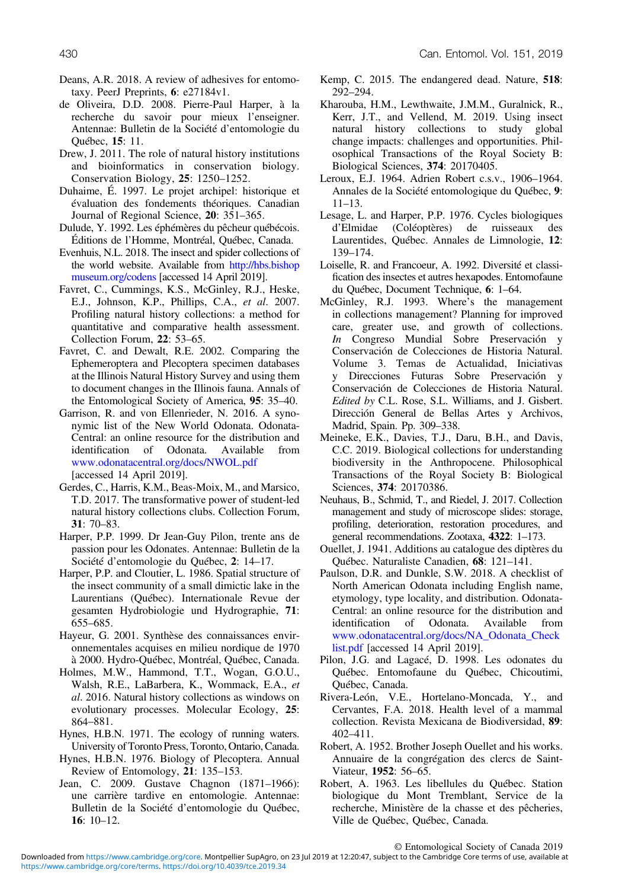Deans, A.R. 2018. A review of adhesives for entomotaxy. PeerJ Preprints, **6**: e27184v1.

de Oliveira, D.D. 2008. Pierre-Paul Harper, à la recherche du savoir pour mieux l'enseigner. Antennae: Bulletin de la Société d'entomologie du Québec, **15**: 11.

Drew, J. 2011. The role of natural history institutions and bioinformatics in conservation biology. Conservation Biology, **25**: 1250–1252.

Duhaime, É. 1997. Le projet archipel: historique et évaluation des fondements théoriques. Canadian Journal of Regional Science, **20**: 351–365.

Dulude, Y. 1992. Les éphémères du pêcheur québécois. Éditions de l'Homme, Montréal, Québec, Canada.

Evenhuis, N.L. 2018. The insect and spider collections of the world website. Available from http://hbs.bishopmuseum.org/codens [accessed 14 April 2019].

Favret, C., Cummings, K.S., McGinley, R.J., Heske, E.J., Johnson, K.P., Phillips, C.A., *et al*. 2007. Profiling natural history collections: a method for quantitative and comparative health assessment. Collection Forum, **22**: 53–65.

Favret, C. and Dewalt, R.E. 2002. Comparing the Ephemeroptera and Plecoptera specimen databases at the Illinois Natural History Survey and using them to document changes in the Illinois fauna. Annals of the Entomological Society of America, **95**: 35–40.

Garrison, R. and von Ellenrieder, N. 2016. A synonymic list of the New World Odonata. Odonata-Central: an online resource for the distribution and identification of Odonata. Available from www.odonatacentral.org/docs/NWOL.pdf [accessed 14 April 2019].

Gerdes, C., Harris, K.M., Beas-Moix, M., and Marsico, T.D. 2017. The transformative power of student-led natural history collections clubs. Collection Forum, **31**: 70–83.

Harper, P.P. 1999. Dr Jean-Guy Pilon, trente ans de passion pour les Odonates. Antennae: Bulletin de la Société d'entomologie du Québec, **2**: 14–17.

Harper, P.P. and Cloutier, L. 1986. Spatial structure of the insect community of a small dimictic lake in the Laurentians (Québec). Internationale Revue der gesamten Hydrobiologie und Hydrographie, **71**: 655–685.

Hayeur, G. 2001. Synthèse des connaissances environnementales acquises en milieu nordique de 1970 à 2000. Hydro-Québec, Montréal, Québec, Canada.

Holmes, M.W., Hammond, T.T., Wogan, G.O.U., Walsh, R.E., LaBarbera, K., Wommack, E.A., *et al*. 2016. Natural history collections as windows on evolutionary processes. Molecular Ecology, **25**: 864–881.

Hynes, H.B.N. 1971. The ecology of running waters. University of Toronto Press, Toronto, Ontario, Canada.

Hynes, H.B.N. 1976. Biology of Plecoptera. Annual Review of Entomology, **21**: 135–153.

Jean, C. 2009. Gustave Chagnon (1871–1966): une carrière tardive en entomologie. Antennae: Bulletin de la Société d'entomologie du Québec, **16**: 10–12.

Kemp, C. 2015. The endangered dead. Nature, **518**: 292–294.

Kharouba, H.M., Lewthwaite, J.M.M., Guralnick, R., Kerr, J.T., and Vellend, M. 2019. Using insect natural history collections to study global change impacts: challenges and opportunities. Philosophical Transactions of the Royal Society B: Biological Sciences, **374**: 20170405.

Leroux, E.J. 1964. Adrien Robert c.s.v., 1906–1964. Annales de la Société entomologique du Québec, **9**: 11–13.

Lesage, L. and Harper, P.P. 1976. Cycles biologiques d'Elmidae (Coléoptères) de ruisseaux des Laurentides, Québec. Annales de Limnologie, **12**: 139–174.

Loiselle, R. and Francoeur, A. 1992. Diversité et classification des insectes et autres hexapodes. Entomofaune du Québec, Document Technique, **6**: 1–64.

McGinley, R.J. 1993. Where's the management in collections management? Planning for improved care, greater use, and growth of collections. *In* Congreso Mundial Sobre Preservación y Conservación de Colecciones de Historia Natural. Volume 3. Temas de Actualidad, Iniciativas y Direcciones Futuras Sobre Preservación y Conservación de Colecciones de Historia Natural. *Edited by* C.L. Rose, S.L. Williams, and J. Gisbert. Dirección General de Bellas Artes y Archivos, Madrid, Spain. Pp. 309–338.

Meineke, E.K., Davies, T.J., Daru, B.H., and Davis, C.C. 2019. Biological collections for understanding biodiversity in the Anthropocene. Philosophical Transactions of the Royal Society B: Biological Sciences, **374**: 20170386.

Neuhaus, B., Schmid, T., and Riedel, J. 2017. Collection management and study of microscope slides: storage, profiling, deterioration, restoration procedures, and general recommendations. Zootaxa, **4322**: 1–173.

Ouellet, J. 1941. Additions au catalogue des diptères du Québec. Naturaliste Canadien, **68**: 121–141.

Paulson, D.R. and Dunkle, S.W. 2018. A checklist of North American Odonata including English name, etymology, type locality, and distribution. Odonata-Central: an online resource for the distribution and identification of Odonata. Available from www.odonatacentral.org/docs/NA_Odonata_Checklist.pdf [accessed 14 April 2019].

Pilon, J.G. and Lagacé, D. 1998. Les odonates du Québec. Entomofaune du Québec, Chicoutimi, Québec, Canada.

Rivera-León, V.E., Hortelano-Moncada, Y., and Cervantes, F.A. 2018. Health level of a mammal collection. Revista Mexicana de Biodiversidad, **89**: 402–411.

Robert, A. 1952. Brother Joseph Ouellet and his works. Annuaire de la congrégation des clercs de Saint-Viateur, **1952**: 56–65.

Robert, A. 1963. Les libellules du Québec. Station biologique du Mont Tremblant, Service de la recherche, Ministère de la chasse et des pêcheries, Ville de Québec, Québec, Canada.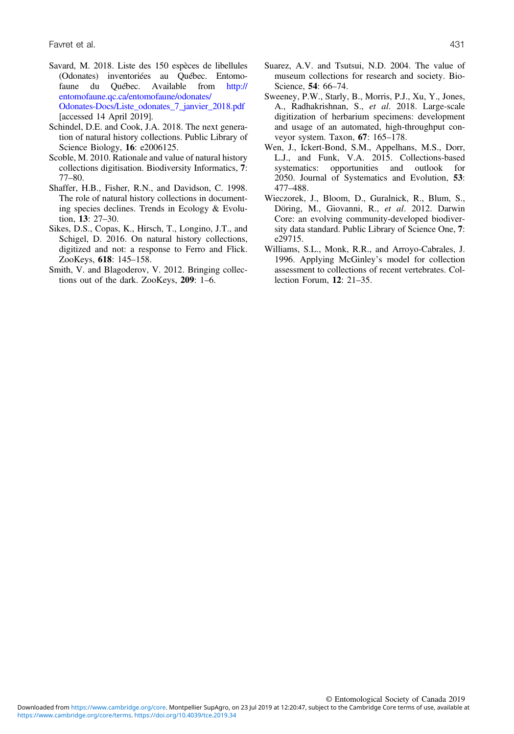Savard, M. 2018. Liste des 150 espèces de libellules (Odonates) inventoriées au Québec. Entomofaune du Québec. Available from http://entomofaune.qc.ca/entomofaune/odonates/Odonates-Docs/Liste_odonates_7_janvier_2018.pdf [accessed 14 April 2019].

Schindel, D.E. and Cook, J.A. 2018. The next generation of natural history collections. Public Library of Science Biology, **16**: e2006125.

Scoble, M. 2010. Rationale and value of natural history collections digitisation. Biodiversity Informatics, **7**: 77–80.

Shaffer, H.B., Fisher, R.N., and Davidson, C. 1998. The role of natural history collections in documenting species declines. Trends in Ecology & Evolution, **13**: 27–30.

Sikes, D.S., Copas, K., Hirsch, T., Longino, J.T., and Schigel, D. 2016. On natural history collections, digitized and not: a response to Ferro and Flick. ZooKeys, **618**: 145–158.

Smith, V. and Blagoderov, V. 2012. Bringing collections out of the dark. ZooKeys, **209**: 1–6.

Suarez, A.V. and Tsutsui, N.D. 2004. The value of museum collections for research and society. BioScience, **54**: 66–74.

Sweeney, P.W., Starly, B., Morris, P.J., Xu, Y., Jones, A., Radhakrishnan, S., *et al*. 2018. Large-scale digitization of herbarium specimens: development and usage of an automated, high-throughput conveyor system. Taxon, **67**: 165–178.

Wen, J., Ickert-Bond, S.M., Appelhans, M.S., Dorr, L.J., and Funk, V.A. 2015. Collections-based systematics: opportunities and outlook for 2050. Journal of Systematics and Evolution, **53**: 477–488.

Wieczorek, J., Bloom, D., Guralnick, R., Blum, S., Döring, M., Giovanni, R., *et al*. 2012. Darwin Core: an evolving community-developed biodiversity data standard. Public Library of Science One, **7**: e29715.

Williams, S.L., Monk, R.R., and Arroyo-Cabrales, J. 1996. Applying McGinley's model for collection assessment to collections of recent vertebrates. Collection Forum, **12**: 21–35.